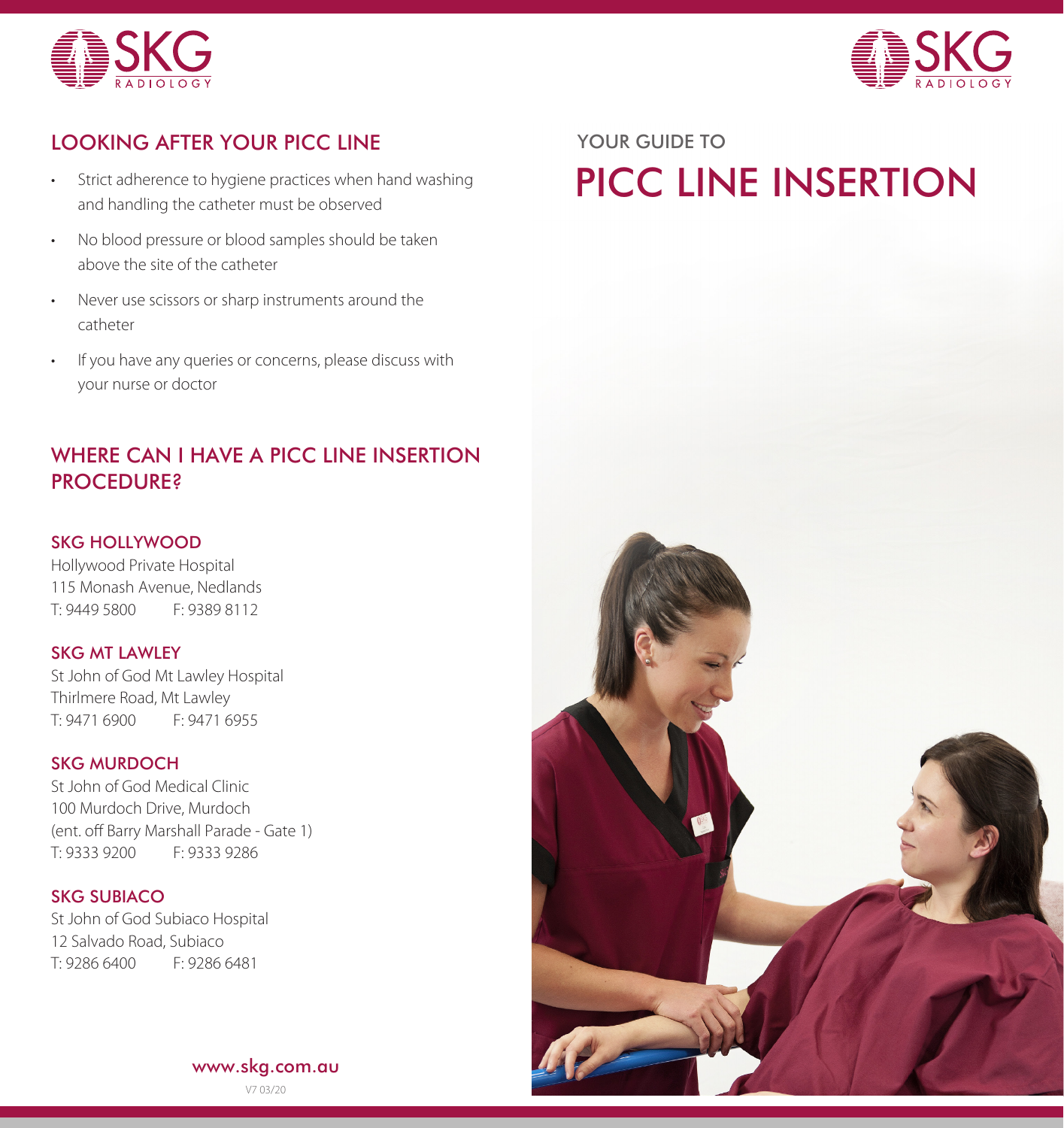SKG RADIOLOGY

## LOOKING AFTER YOUR PICC LINE

- Strict adherence to hygiene practices when hand washing and handling the catheter must be observed
- No blood pressure or blood samples should be taken above the site of the catheter
- Never use scissors or sharp instruments around the catheter
- If you have any queries or concerns, please discuss with your nurse or doctor

## WHERE CAN I HAVE A PICC LINE INSERTION PROCEDURE?

### SKG HOLLYWOOD

Hollywood Private Hospital
115 Monash Avenue, Nedlands
T: 9449 5800 F: 9389 8112

### SKG MT LAWLEY

St John of God Mt Lawley Hospital
Thirlmere Road, Mt Lawley
T: 9471 6900 F: 9471 6955

### SKG MURDOCH

St John of God Medical Clinic
100 Murdoch Drive, Murdoch
(ent. off Barry Marshall Parade - Gate 1)
T: 9333 9200 F: 9333 9286

### SKG SUBIACO

St John of God Subiaco Hospital
12 Salvado Road, Subiaco
T: 9286 6400 F: 9286 6481

www.skg.com.au

V7 03/20

SKG RADIOLOGY

YOUR GUIDE TO

# PICC LINE INSERTION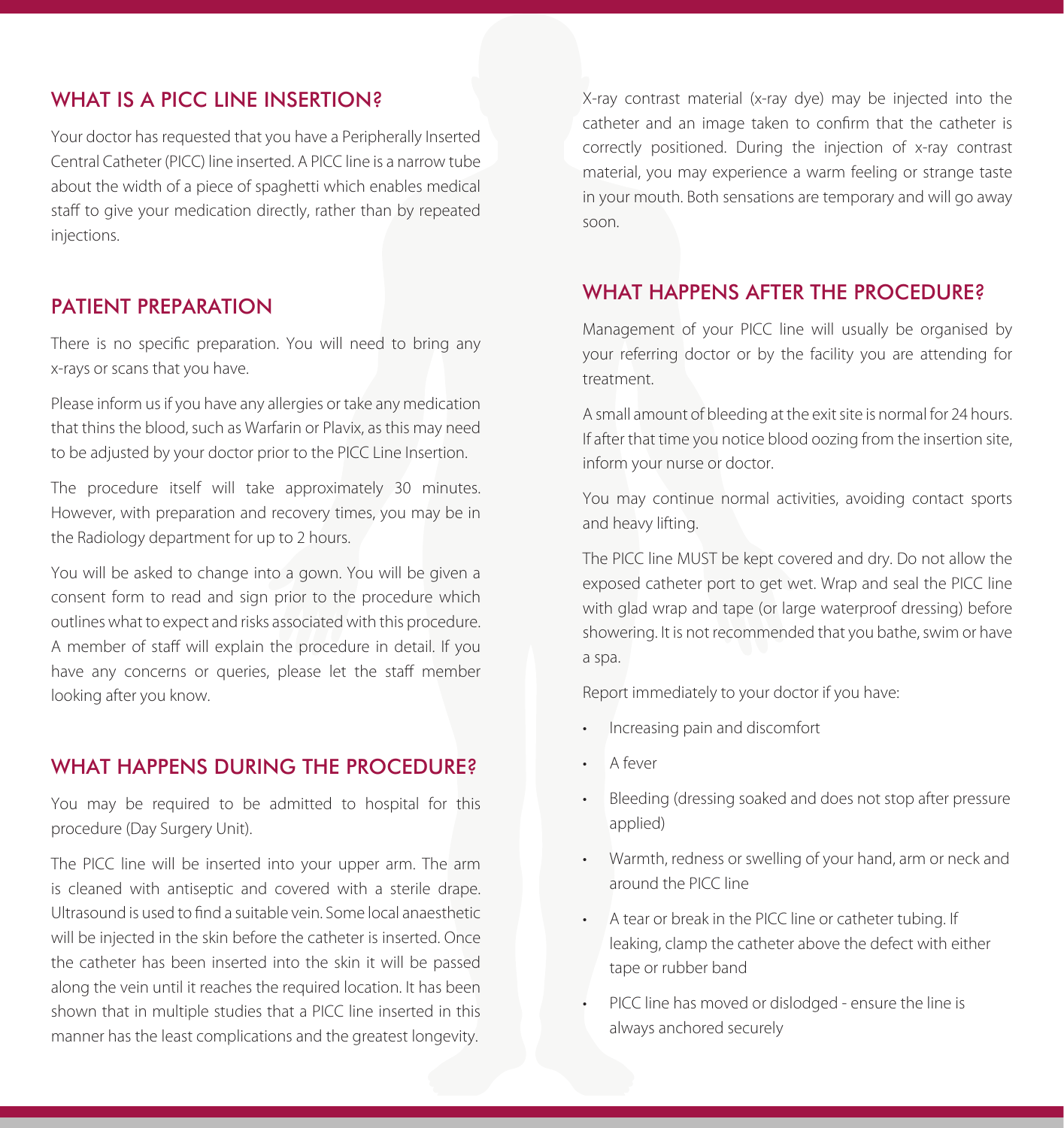## WHAT IS A PICC LINE INSERTION?

Your doctor has requested that you have a Peripherally Inserted Central Catheter (PICC) line inserted. A PICC line is a narrow tube about the width of a piece of spaghetti which enables medical staff to give your medication directly, rather than by repeated injections.

## PATIENT PREPARATION

There is no specific preparation. You will need to bring any x-rays or scans that you have.

Please inform us if you have any allergies or take any medication that thins the blood, such as Warfarin or Plavix, as this may need to be adjusted by your doctor prior to the PICC Line Insertion.

The procedure itself will take approximately 30 minutes. However, with preparation and recovery times, you may be in the Radiology department for up to 2 hours.

You will be asked to change into a gown. You will be given a consent form to read and sign prior to the procedure which outlines what to expect and risks associated with this procedure. A member of staff will explain the procedure in detail. If you have any concerns or queries, please let the staff member looking after you know.

## WHAT HAPPENS DURING THE PROCEDURE?

You may be required to be admitted to hospital for this procedure (Day Surgery Unit).

The PICC line will be inserted into your upper arm. The arm is cleaned with antiseptic and covered with a sterile drape. Ultrasound is used to find a suitable vein. Some local anaesthetic will be injected in the skin before the catheter is inserted. Once the catheter has been inserted into the skin it will be passed along the vein until it reaches the required location. It has been shown that in multiple studies that a PICC line inserted in this manner has the least complications and the greatest longevity.

X-ray contrast material (x-ray dye) may be injected into the catheter and an image taken to confirm that the catheter is correctly positioned. During the injection of x-ray contrast material, you may experience a warm feeling or strange taste in your mouth. Both sensations are temporary and will go away soon.

## WHAT HAPPENS AFTER THE PROCEDURE?

Management of your PICC line will usually be organised by your referring doctor or by the facility you are attending for treatment.

A small amount of bleeding at the exit site is normal for 24 hours. If after that time you notice blood oozing from the insertion site, inform your nurse or doctor.

You may continue normal activities, avoiding contact sports and heavy lifting.

The PICC line MUST be kept covered and dry. Do not allow the exposed catheter port to get wet. Wrap and seal the PICC line with glad wrap and tape (or large waterproof dressing) before showering. It is not recommended that you bathe, swim or have a spa.

Report immediately to your doctor if you have:

- Increasing pain and discomfort
- A fever
- Bleeding (dressing soaked and does not stop after pressure applied)
- Warmth, redness or swelling of your hand, arm or neck and around the PICC line
- A tear or break in the PICC line or catheter tubing. If leaking, clamp the catheter above the defect with either tape or rubber band
- PICC line has moved or dislodged - ensure the line is always anchored securely